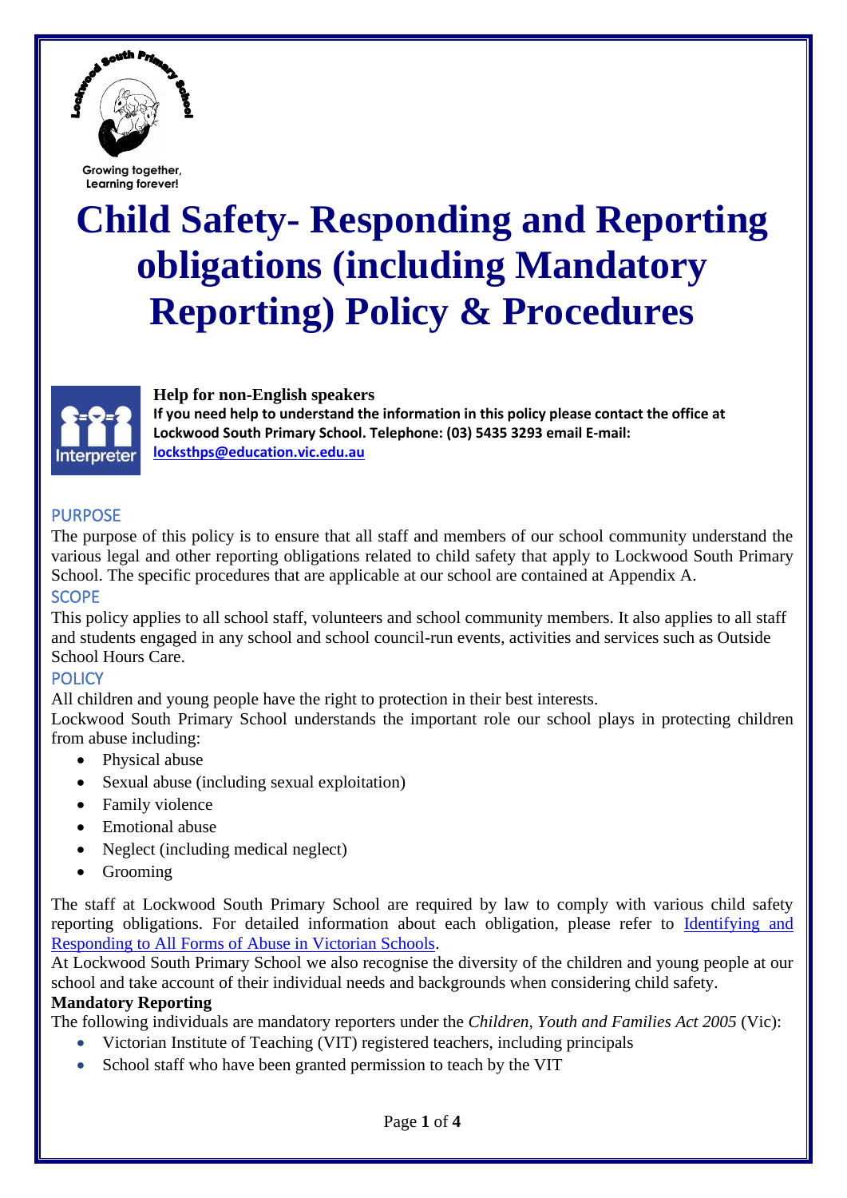Growing together,
Learning forever!

# Child Safety- Responding and Reporting obligations (including Mandatory Reporting) Policy & Procedures

**Help for non-English speakers**
**If you need help to understand the information in this policy please contact the office at Lockwood South Primary School. Telephone: (03) 5435 3293 email E-mail: [locksthps@education.vic.edu.au](mailto:locksthps@education.vic.edu.au)**

## PURPOSE

The purpose of this policy is to ensure that all staff and members of our school community understand the various legal and other reporting obligations related to child safety that apply to Lockwood South Primary School. The specific procedures that are applicable at our school are contained at Appendix A.

## SCOPE

This policy applies to all school staff, volunteers and school community members. It also applies to all staff and students engaged in any school and school council-run events, activities and services such as Outside School Hours Care.

## POLICY

All children and young people have the right to protection in their best interests.

Lockwood South Primary School understands the important role our school plays in protecting children from abuse including:

- Physical abuse
- Sexual abuse (including sexual exploitation)
- Family violence
- Emotional abuse
- Neglect (including medical neglect)
- Grooming

The staff at Lockwood South Primary School are required by law to comply with various child safety reporting obligations. For detailed information about each obligation, please refer to [Identifying and Responding to All Forms of Abuse in Victorian Schools](#).

At Lockwood South Primary School we also recognise the diversity of the children and young people at our school and take account of their individual needs and backgrounds when considering child safety.

**Mandatory Reporting**

The following individuals are mandatory reporters under the *Children, Youth and Families Act 2005* (Vic):

- Victorian Institute of Teaching (VIT) registered teachers, including principals
- School staff who have been granted permission to teach by the VIT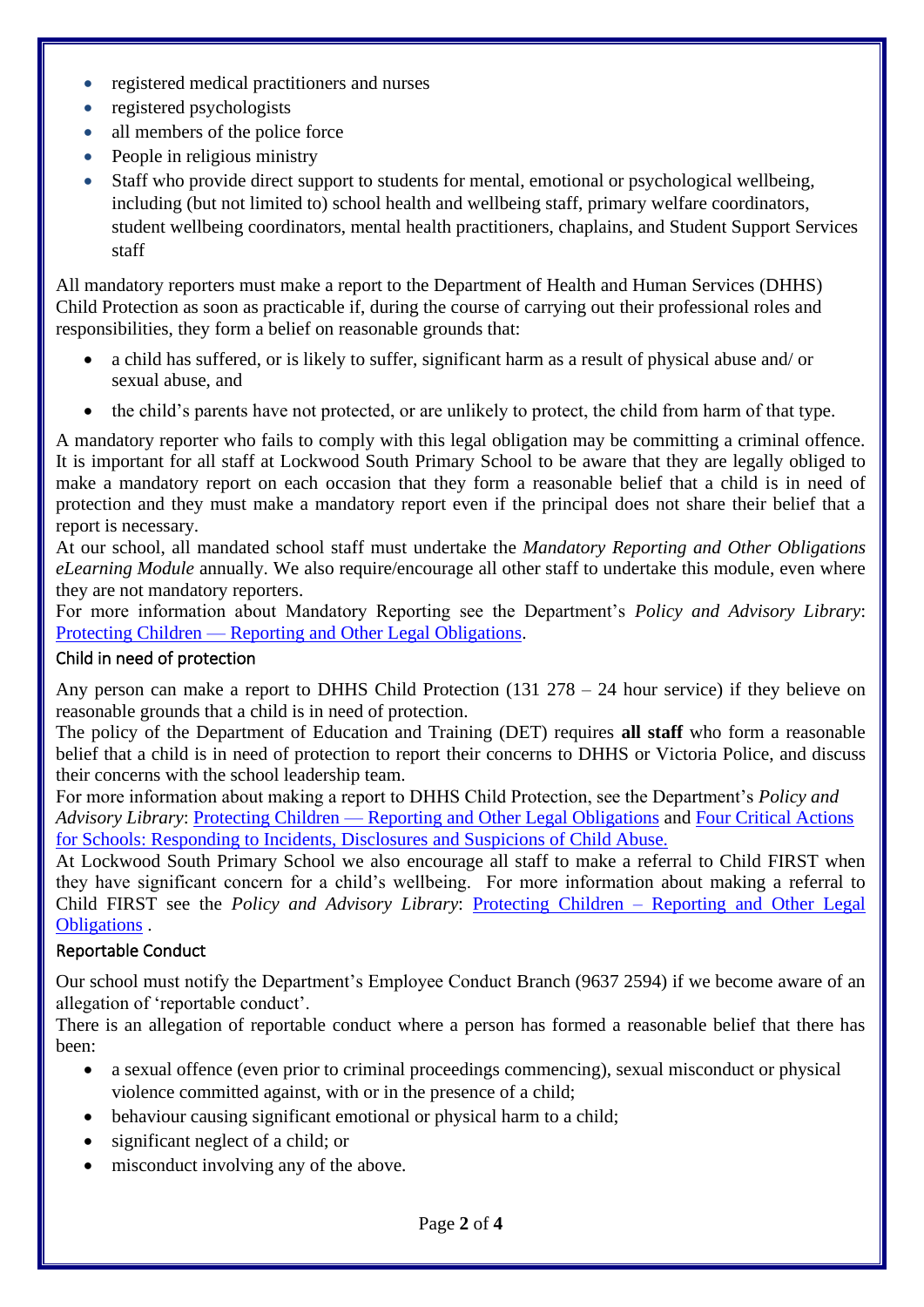- registered medical practitioners and nurses
- registered psychologists
- all members of the police force
- People in religious ministry
- Staff who provide direct support to students for mental, emotional or psychological wellbeing, including (but not limited to) school health and wellbeing staff, primary welfare coordinators, student wellbeing coordinators, mental health practitioners, chaplains, and Student Support Services staff

All mandatory reporters must make a report to the Department of Health and Human Services (DHHS) Child Protection as soon as practicable if, during the course of carrying out their professional roles and responsibilities, they form a belief on reasonable grounds that:

- a child has suffered, or is likely to suffer, significant harm as a result of physical abuse and/ or sexual abuse, and
- the child's parents have not protected, or are unlikely to protect, the child from harm of that type.

A mandatory reporter who fails to comply with this legal obligation may be committing a criminal offence. It is important for all staff at Lockwood South Primary School to be aware that they are legally obliged to make a mandatory report on each occasion that they form a reasonable belief that a child is in need of protection and they must make a mandatory report even if the principal does not share their belief that a report is necessary.

At our school, all mandated school staff must undertake the *Mandatory Reporting and Other Obligations eLearning Module* annually. We also require/encourage all other staff to undertake this module, even where they are not mandatory reporters.

For more information about Mandatory Reporting see the Department's *Policy and Advisory Library*: [Protecting Children — Reporting and Other Legal Obligations](#).

### Child in need of protection

Any person can make a report to DHHS Child Protection (131 278 – 24 hour service) if they believe on reasonable grounds that a child is in need of protection.

The policy of the Department of Education and Training (DET) requires **all staff** who form a reasonable belief that a child is in need of protection to report their concerns to DHHS or Victoria Police, and discuss their concerns with the school leadership team.

For more information about making a report to DHHS Child Protection, see the Department's *Policy and Advisory Library*: [Protecting Children — Reporting and Other Legal Obligations](#) and [Four Critical Actions for Schools: Responding to Incidents, Disclosures and Suspicions of Child Abuse.](#)

At Lockwood South Primary School we also encourage all staff to make a referral to Child FIRST when they have significant concern for a child's wellbeing. For more information about making a referral to Child FIRST see the *Policy and Advisory Library*: [Protecting Children – Reporting and Other Legal Obligations](#) .

### Reportable Conduct

Our school must notify the Department's Employee Conduct Branch (9637 2594) if we become aware of an allegation of 'reportable conduct'.

There is an allegation of reportable conduct where a person has formed a reasonable belief that there has been:

- a sexual offence (even prior to criminal proceedings commencing), sexual misconduct or physical violence committed against, with or in the presence of a child;
- behaviour causing significant emotional or physical harm to a child;
- significant neglect of a child; or
- misconduct involving any of the above.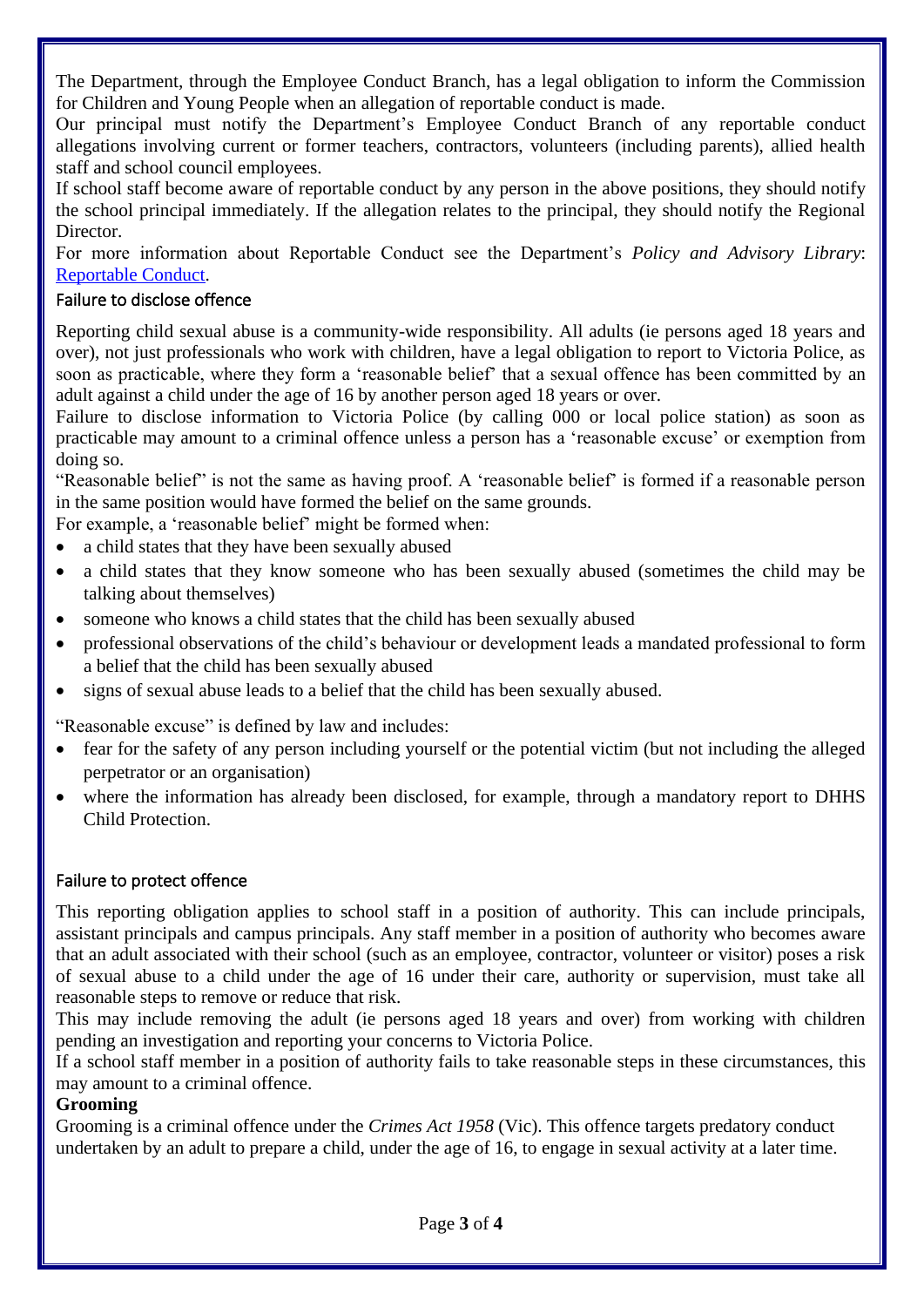The Department, through the Employee Conduct Branch, has a legal obligation to inform the Commission for Children and Young People when an allegation of reportable conduct is made.

Our principal must notify the Department's Employee Conduct Branch of any reportable conduct allegations involving current or former teachers, contractors, volunteers (including parents), allied health staff and school council employees.

If school staff become aware of reportable conduct by any person in the above positions, they should notify the school principal immediately. If the allegation relates to the principal, they should notify the Regional Director.

For more information about Reportable Conduct see the Department's *Policy and Advisory Library*: [Reportable Conduct](Reportable Conduct).

### Failure to disclose offence

Reporting child sexual abuse is a community-wide responsibility. All adults (ie persons aged 18 years and over), not just professionals who work with children, have a legal obligation to report to Victoria Police, as soon as practicable, where they form a 'reasonable belief' that a sexual offence has been committed by an adult against a child under the age of 16 by another person aged 18 years or over.

Failure to disclose information to Victoria Police (by calling 000 or local police station) as soon as practicable may amount to a criminal offence unless a person has a 'reasonable excuse' or exemption from doing so.

"Reasonable belief" is not the same as having proof. A 'reasonable belief' is formed if a reasonable person in the same position would have formed the belief on the same grounds.

For example, a 'reasonable belief' might be formed when:

- a child states that they have been sexually abused
- a child states that they know someone who has been sexually abused (sometimes the child may be talking about themselves)
- someone who knows a child states that the child has been sexually abused
- professional observations of the child's behaviour or development leads a mandated professional to form a belief that the child has been sexually abused
- signs of sexual abuse leads to a belief that the child has been sexually abused.

"Reasonable excuse" is defined by law and includes:

- fear for the safety of any person including yourself or the potential victim (but not including the alleged perpetrator or an organisation)
- where the information has already been disclosed, for example, through a mandatory report to DHHS Child Protection.

### Failure to protect offence

This reporting obligation applies to school staff in a position of authority. This can include principals, assistant principals and campus principals. Any staff member in a position of authority who becomes aware that an adult associated with their school (such as an employee, contractor, volunteer or visitor) poses a risk of sexual abuse to a child under the age of 16 under their care, authority or supervision, must take all reasonable steps to remove or reduce that risk.

This may include removing the adult (ie persons aged 18 years and over) from working with children pending an investigation and reporting your concerns to Victoria Police.

If a school staff member in a position of authority fails to take reasonable steps in these circumstances, this may amount to a criminal offence.

**Grooming**

Grooming is a criminal offence under the *Crimes Act 1958* (Vic). This offence targets predatory conduct undertaken by an adult to prepare a child, under the age of 16, to engage in sexual activity at a later time.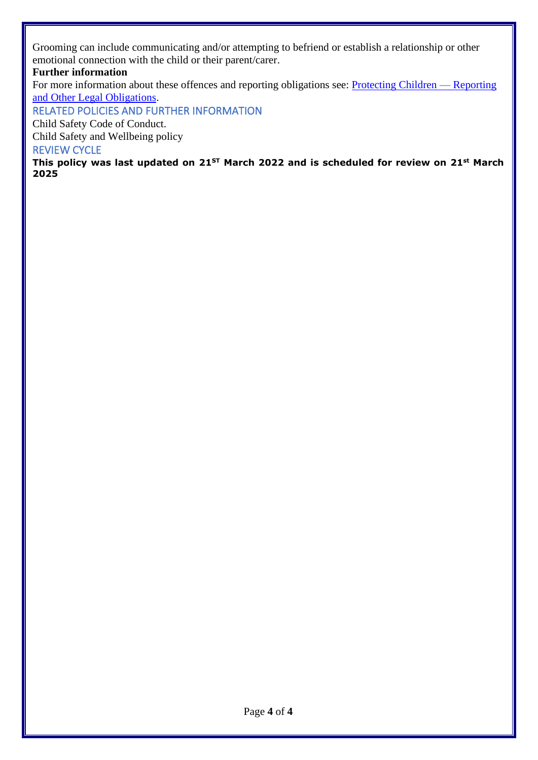Grooming can include communicating and/or attempting to befriend or establish a relationship or other emotional connection with the child or their parent/carer.

**Further information**

For more information about these offences and reporting obligations see: [Protecting Children — Reporting and Other Legal Obligations](Protecting Children — Reporting and Other Legal Obligations).

## RELATED POLICIES AND FURTHER INFORMATION

Child Safety Code of Conduct.

Child Safety and Wellbeing policy

## REVIEW CYCLE

**This policy was last updated on 21ST March 2022 and is scheduled for review on 21st March 2025**